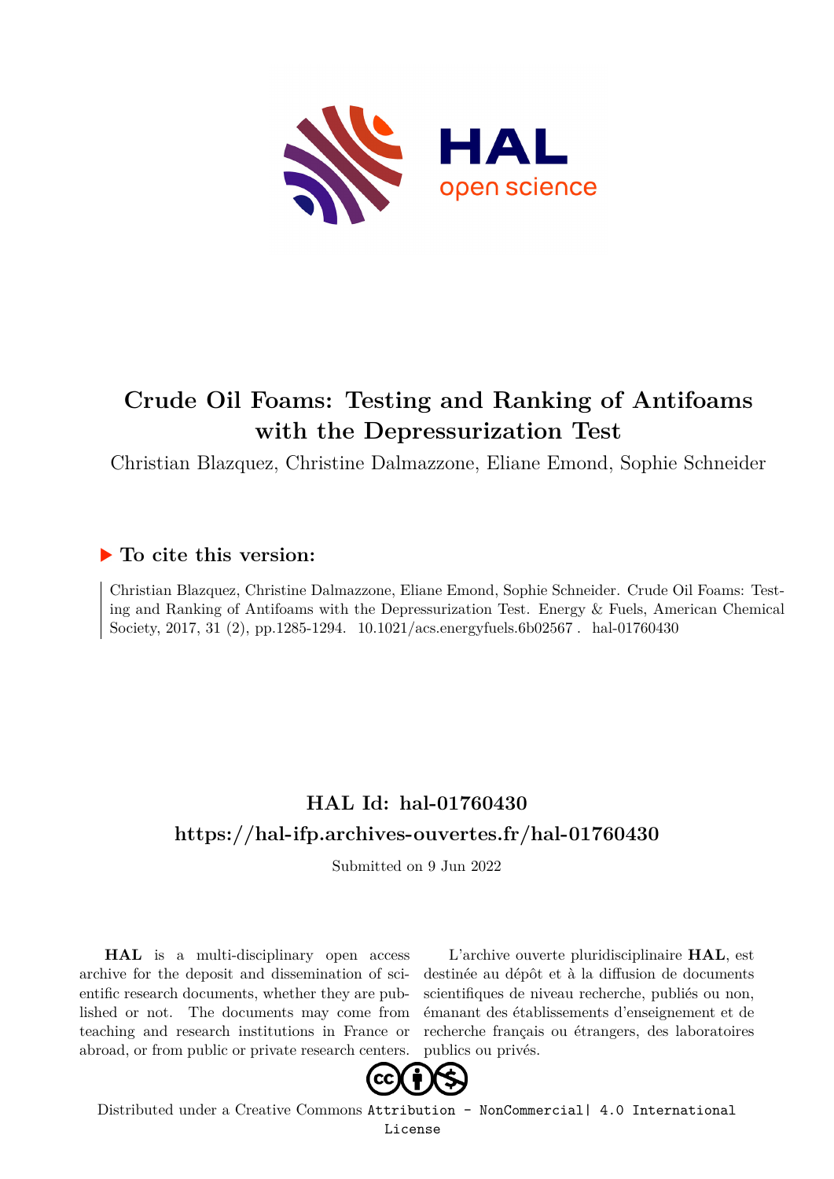# Crude Oil Foams: Testing and Ranking of Antifoams with the Depressurization Test

Christian Blazquez, Christine Dalmazzone, Eliane Emond, Sophie Schneider

## ▶ To cite this version:

Christian Blazquez, Christine Dalmazzone, Eliane Emond, Sophie Schneider. Crude Oil Foams: Testing and Ranking of Antifoams with the Depressurization Test. Energy & Fuels, American Chemical Society, 2017, 31 (2), pp.1285-1294. 10.1021/acs.energyfuels.6b02567 . hal-01760430

## HAL Id: hal-01760430
## https://hal-ifp.archives-ouvertes.fr/hal-01760430

Submitted on 9 Jun 2022

**HAL** is a multi-disciplinary open access archive for the deposit and dissemination of scientific research documents, whether they are published or not. The documents may come from teaching and research institutions in France or abroad, or from public or private research centers.

L'archive ouverte pluridisciplinaire **HAL**, est destinée au dépôt et à la diffusion de documents scientifiques de niveau recherche, publiés ou non, émanant des établissements d'enseignement et de recherche français ou étrangers, des laboratoires publics ou privés.

Distributed under a Creative Commons Attribution - NonCommercial| 4.0 International License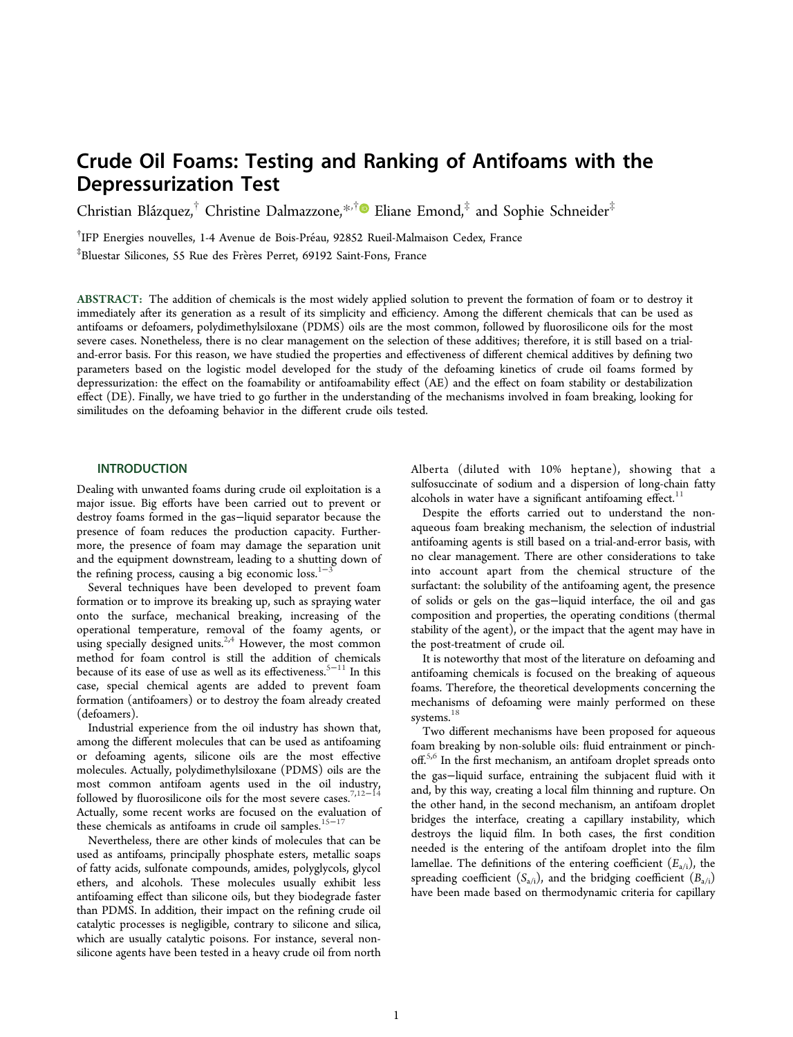# Crude Oil Foams: Testing and Ranking of Antifoams with the Depressurization Test

Christian Blázquez,[†] Christine Dalmazzone,[*,†] Eliane Emond,[‡] and Sophie Schneider[‡]

[†]IFP Energies nouvelles, 1-4 Avenue de Bois-Préau, 92852 Rueil-Malmaison Cedex, France

[‡]Bluestar Silicones, 55 Rue des Frères Perret, 69192 Saint-Fons, France

**ABSTRACT:** The addition of chemicals is the most widely applied solution to prevent the formation of foam or to destroy it immediately after its generation as a result of its simplicity and efficiency. Among the different chemicals that can be used as antifoams or defoamers, polydimethylsiloxane (PDMS) oils are the most common, followed by fluorosilicone oils for the most severe cases. Nonetheless, there is no clear management on the selection of these additives; therefore, it is still based on a trial-and-error basis. For this reason, we have studied the properties and effectiveness of different chemical additives by defining two parameters based on the logistic model developed for the study of the defoaming kinetics of crude oil foams formed by depressurization: the effect on the foamability or antifoamability effect (AE) and the effect on foam stability or destabilization effect (DE). Finally, we have tried to go further in the understanding of the mechanisms involved in foam breaking, looking for similitudes on the defoaming behavior in the different crude oils tested.

## INTRODUCTION

Dealing with unwanted foams during crude oil exploitation is a major issue. Big efforts have been carried out to prevent or destroy foams formed in the gas−liquid separator because the presence of foam reduces the production capacity. Furthermore, the presence of foam may damage the separation unit and the equipment downstream, leading to a shutting down of the refining process, causing a big economic loss.[1−3]

Several techniques have been developed to prevent foam formation or to improve its breaking up, such as spraying water onto the surface, mechanical breaking, increasing of the operational temperature, removal of the foamy agents, or using specially designed units.[2,4] However, the most common method for foam control is still the addition of chemicals because of its ease of use as well as its effectiveness.[5−11] In this case, special chemical agents are added to prevent foam formation (antifoamers) or to destroy the foam already created (defoamers).

Industrial experience from the oil industry has shown that, among the different molecules that can be used as antifoaming or defoaming agents, silicone oils are the most effective molecules. Actually, polydimethylsiloxane (PDMS) oils are the most common antifoam agents used in the oil industry, followed by fluorosilicone oils for the most severe cases.[7,12−14] Actually, some recent works are focused on the evaluation of these chemicals as antifoams in crude oil samples.[15−17]

Nevertheless, there are other kinds of molecules that can be used as antifoams, principally phosphate esters, metallic soaps of fatty acids, sulfonate compounds, amides, polyglycols, glycol ethers, and alcohols. These molecules usually exhibit less antifoaming effect than silicone oils, but they biodegrade faster than PDMS. In addition, their impact on the refining crude oil catalytic processes is negligible, contrary to silicone and silica, which are usually catalytic poisons. For instance, several non-silicone agents have been tested in a heavy crude oil from north Alberta (diluted with 10% heptane), showing that a sulfosuccinate of sodium and a dispersion of long-chain fatty alcohols in water have a significant antifoaming effect.[11]

Despite the efforts carried out to understand the non-aqueous foam breaking mechanism, the selection of industrial antifoaming agents is still based on a trial-and-error basis, with no clear management. There are other considerations to take into account apart from the chemical structure of the surfactant: the solubility of the antifoaming agent, the presence of solids or gels on the gas−liquid interface, the oil and gas composition and properties, the operating conditions (thermal stability of the agent), or the impact that the agent may have in the post-treatment of crude oil.

It is noteworthy that most of the literature on defoaming and antifoaming chemicals is focused on the breaking of aqueous foams. Therefore, the theoretical developments concerning the mechanisms of defoaming were mainly performed on these systems.[18]

Two different mechanisms have been proposed for aqueous foam breaking by non-soluble oils: fluid entrainment or pinch-off.[5,6] In the first mechanism, an antifoam droplet spreads onto the gas−liquid surface, entraining the subjacent fluid with it and, by this way, creating a local film thinning and rupture. On the other hand, in the second mechanism, an antifoam droplet bridges the interface, creating a capillary instability, which destroys the liquid film. In both cases, the first condition needed is the entering of the antifoam droplet into the film lamellae. The definitions of the entering coefficient ($E_{a/i}$), the spreading coefficient ($S_{a/i}$), and the bridging coefficient ($B_{a/i}$) have been made based on thermodynamic criteria for capillary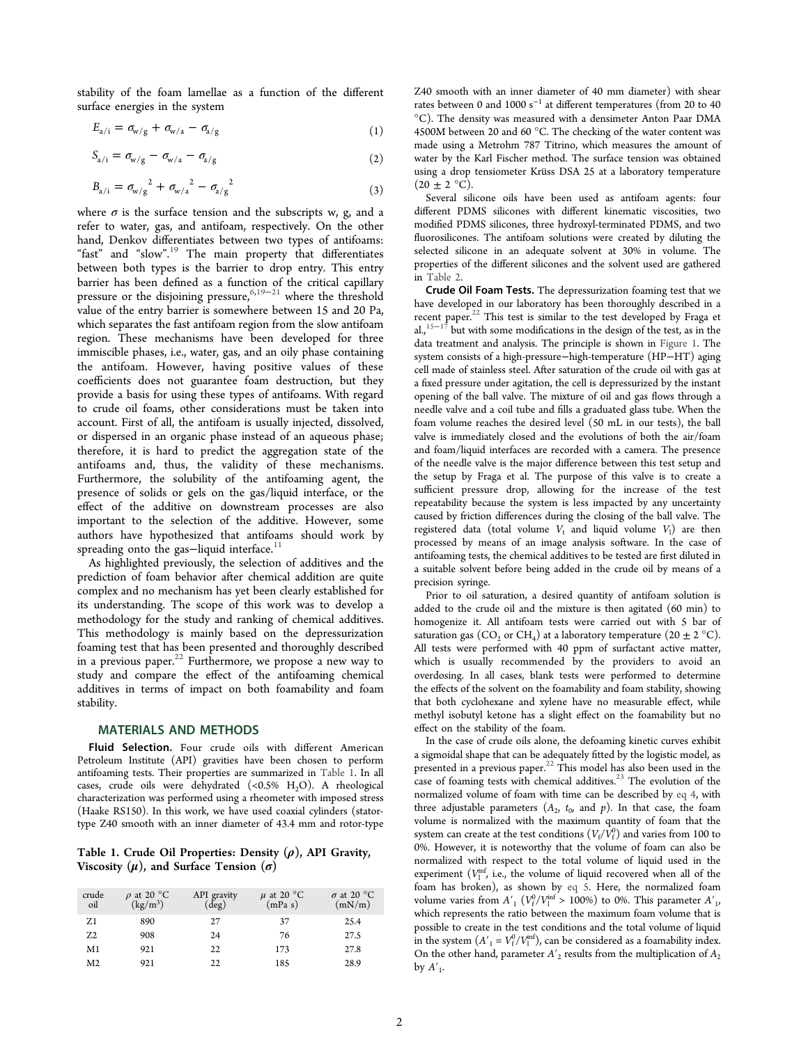stability of the foam lamellae as a function of the different surface energies in the system

$$E_{a/i} = \sigma_{w/g} + \sigma_{w/a} - \sigma_{a/g} \tag{1}$$

$$S_{a/i} = \sigma_{w/g} - \sigma_{w/a} - \sigma_{a/g} \tag{2}$$

$$B_{a/i} = {\sigma_{w/g}}^2 + {\sigma_{w/a}}^2 - {\sigma_{a/g}}^2 \tag{3}$$

where $\sigma$ is the surface tension and the subscripts w, g, and a refer to water, gas, and antifoam, respectively. On the other hand, Denkov differentiates between two types of antifoams: "fast" and "slow".[19] The main property that differentiates between both types is the barrier to drop entry. This entry barrier has been defined as a function of the critical capillary pressure or the disjoining pressure,[6,19−21] where the threshold value of the entry barrier is somewhere between 15 and 20 Pa, which separates the fast antifoam region from the slow antifoam region. These mechanisms have been developed for three immiscible phases, i.e., water, gas, and an oily phase containing the antifoam. However, having positive values of these coefficients does not guarantee foam destruction, but they provide a basis for using these types of antifoams. With regard to crude oil foams, other considerations must be taken into account. First of all, the antifoam is usually injected, dissolved, or dispersed in an organic phase instead of an aqueous phase; therefore, it is hard to predict the aggregation state of the antifoams and, thus, the validity of these mechanisms. Furthermore, the solubility of the antifoaming agent, the presence of solids or gels on the gas/liquid interface, or the effect of the additive on downstream processes are also important to the selection of the additive. However, some authors have hypothesized that antifoams should work by spreading onto the gas−liquid interface.[11]

As highlighted previously, the selection of additives and the prediction of foam behavior after chemical addition are quite complex and no mechanism has yet been clearly established for its understanding. The scope of this work was to develop a methodology for the study and ranking of chemical additives. This methodology is mainly based on the depressurization foaming test that has been presented and thoroughly described in a previous paper.[22] Furthermore, we propose a new way to study and compare the effect of the antifoaming chemical additives in terms of impact on both foamability and foam stability.

## MATERIALS AND METHODS

**Fluid Selection.** Four crude oils with different American Petroleum Institute (API) gravities have been chosen to perform antifoaming tests. Their properties are summarized in Table 1. In all cases, crude oils were dehydrated (<0.5% $H_2O$). A rheological characterization was performed using a rheometer with imposed stress (Haake RS150). In this work, we have used coaxial cylinders (stator-type Z40 smooth with an inner diameter of 43.4 mm and rotor-type Z40 smooth with an inner diameter of 40 mm diameter) with shear rates between 0 and 1000 $s^{-1}$ at different temperatures (from 20 to 40 °C). The density was measured with a densimeter Anton Paar DMA 4500M between 20 and 60 °C. The checking of the water content was made using a Metrohm 787 Titrino, which measures the amount of water by the Karl Fischer method. The surface tension was obtained using a drop tensiometer Krüss DSA 25 at a laboratory temperature (20 ± 2 °C).

**Table 1. Crude Oil Properties: Density ($\rho$), API Gravity, Viscosity ($\mu$), and Surface Tension ($\sigma$)**

| crude oil | $\rho$ at 20 °C (kg/m$^3$) | API gravity (deg) | $\mu$ at 20 °C (mPa s) | $\sigma$ at 20 °C (mN/m) |
|---|---|---|---|---|
| Z1 | 890 | 27 | 37 | 25.4 |
| Z2 | 908 | 24 | 76 | 27.5 |
| M1 | 921 | 22 | 173 | 27.8 |
| M2 | 921 | 22 | 185 | 28.9 |

Several silicone oils have been used as antifoam agents: four different PDMS silicones with different kinematic viscosities, two modified PDMS silicones, three hydroxyl-terminated PDMS, and two fluorosilicones. The antifoam solutions were created by diluting the selected silicone in an adequate solvent at 30% in volume. The properties of the different silicones and the solvent used are gathered in Table 2.

**Crude Oil Foam Tests.** The depressurization foaming test that we have developed in our laboratory has been thoroughly described in a recent paper.[22] This test is similar to the test developed by Fraga et al.,[15−17] but with some modifications in the design of the test, as in the data treatment and analysis. The principle is shown in Figure 1. The system consists of a high-pressure−high-temperature (HP−HT) aging cell made of stainless steel. After saturation of the crude oil with gas at a fixed pressure under agitation, the cell is depressurized by the instant opening of the ball valve. The mixture of oil and gas flows through a needle valve and a coil tube and fills a graduated glass tube. When the foam volume reaches the desired level (50 mL in our tests), the ball valve is immediately closed and the evolutions of both the air/foam and foam/liquid interfaces are recorded with a camera. The presence of the needle valve is the major difference between this test setup and the setup by Fraga et al. The purpose of this valve is to create a sufficient pressure drop, allowing for the increase of the test repeatability because the system is less impacted by any uncertainty caused by friction differences during the closing of the ball valve. The registered data (total volume $V_t$ and liquid volume $V_l$) are then processed by means of an image analysis software. In the case of antifoaming tests, the chemical additives to be tested are first diluted in a suitable solvent before being added in the crude oil by means of a precision syringe.

Prior to oil saturation, a desired quantity of antifoam solution is added to the crude oil and the mixture is then agitated (60 min) to homogenize it. All antifoam tests were carried out with 5 bar of saturation gas ($CO_2$ or $CH_4$) at a laboratory temperature (20 ± 2 °C). All tests were performed with 40 ppm of surfactant active matter, which is usually recommended by the providers to avoid an overdosing. In all cases, blank tests were performed to determine the effects of the solvent on the foamability and foam stability, showing that both cyclohexane and xylene have no measurable effect, while methyl isobutyl ketone has a slight effect on the foamability but no effect on the stability of the foam.

In the case of crude oils alone, the defoaming kinetic curves exhibit a sigmoidal shape that can be adequately fitted by the logistic model, as presented in a previous paper.[22] This model has also been used in the case of foaming tests with chemical additives.[23] The evolution of the normalized volume of foam with time can be described by eq 4, with three adjustable parameters ($A_2$, $t_0$, and $p$). In that case, the foam volume is normalized with the maximum quantity of foam that the system can create at the test conditions ($V_f/V_f^0$) and varies from 100 to 0%. However, it is noteworthy that the volume of foam can also be normalized with respect to the total volume of liquid used in the experiment ($V_l^{inf}$, i.e., the volume of liquid recovered when all of the foam has broken), as shown by eq 5. Here, the normalized foam volume varies from $A'_1$ ($V_f^0/V_l^{inf} > 100\%$) to 0%. This parameter $A'_1$, which represents the ratio between the maximum foam volume that is possible to create in the test conditions and the total volume of liquid in the system ($A'_1 = V_f^0/V_l^{inf}$), can be considered as a foamability index. On the other hand, parameter $A'_2$ results from the multiplication of $A_2$ by $A'_1$.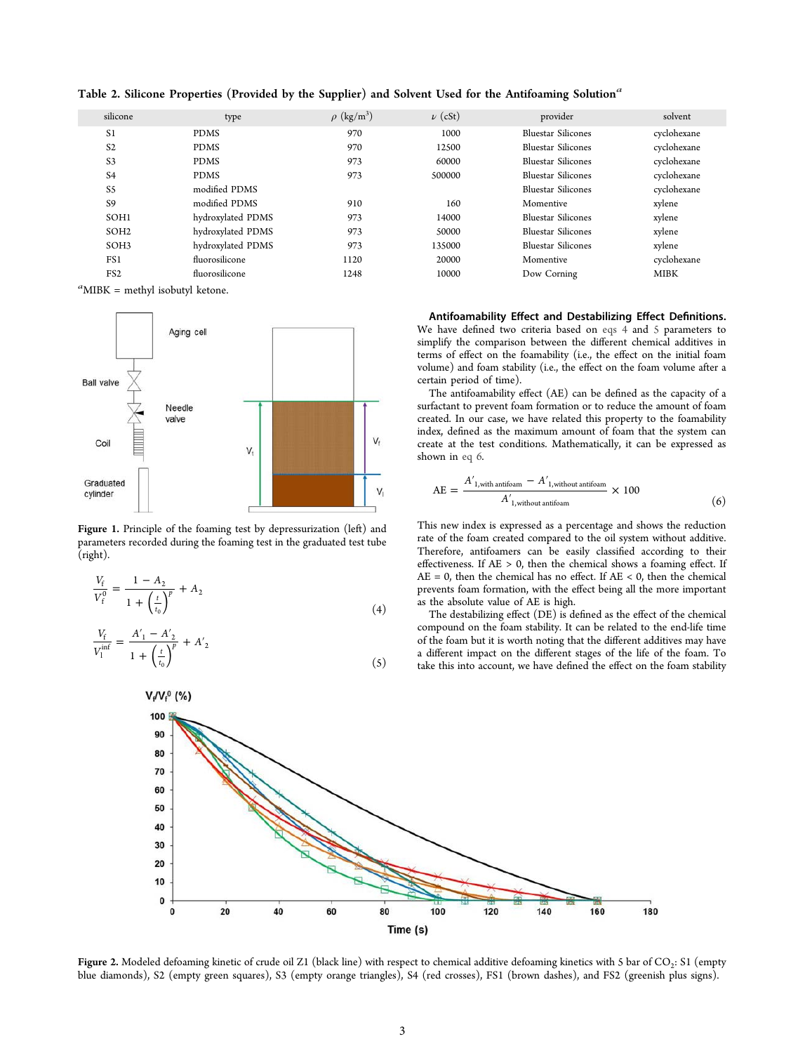Table 2. Silicone Properties (Provided by the Supplier) and Solvent Used for the Antifoaming Solution[a]

| silicone | type | ρ (kg/m³) | ν (cSt) | provider | solvent |
|---|---|---|---|---|---|
| S1 | PDMS | 970 | 1000 | Bluestar Silicones | cyclohexane |
| S2 | PDMS | 970 | 12500 | Bluestar Silicones | cyclohexane |
| S3 | PDMS | 973 | 60000 | Bluestar Silicones | cyclohexane |
| S4 | PDMS | 973 | 500000 | Bluestar Silicones | cyclohexane |
| S5 | modified PDMS | | | Bluestar Silicones | cyclohexane |
| S9 | modified PDMS | 910 | 160 | Momentive | xylene |
| SOH1 | hydroxylated PDMS | 973 | 14000 | Bluestar Silicones | xylene |
| SOH2 | hydroxylated PDMS | 973 | 50000 | Bluestar Silicones | xylene |
| SOH3 | hydroxylated PDMS | 973 | 135000 | Bluestar Silicones | xylene |
| FS1 | fluorosilicone | 1120 | 20000 | Momentive | cyclohexane |
| FS2 | fluorosilicone | 1248 | 10000 | Dow Corning | MIBK |

[a]MIBK = methyl isobutyl ketone.

Figure 1. Principle of the foaming test by depressurization (left) and parameters recorded during the foaming test in the graduated test tube (right).

$$\frac{V_f}{V_f^0} = \frac{1 - A_2}{1 + \left(\frac{t}{t_0}\right)^p} + A_2 \tag{4}$$

$$\frac{V_f}{V_l^{\text{inf}}} = \frac{A'_1 - A'_2}{1 + \left(\frac{t}{t_0}\right)^p} + A'_2 \tag{5}$$

**Antifoamability Effect and Destabilizing Effect Definitions.** We have defined two criteria based on eqs 4 and 5 parameters to simplify the comparison between the different chemical additives in terms of effect on the foamability (i.e., the effect on the initial foam volume) and foam stability (i.e., the effect on the foam volume after a certain period of time).

The antifoamability effect (AE) can be defined as the capacity of a surfactant to prevent foam formation or to reduce the amount of foam created. In our case, we have related this property to the foamability index, defined as the maximum amount of foam that the system can create at the test conditions. Mathematically, it can be expressed as shown in eq 6.

$$\text{AE} = \frac{A'_{1,\text{with antifoam}} - A'_{1,\text{without antifoam}}}{A'_{1,\text{without antifoam}}} \times 100 \tag{6}$$

This new index is expressed as a percentage and shows the reduction rate of the foam created compared to the oil system without additive. Therefore, antifoamers can be easily classified according to their effectiveness. If AE > 0, then the chemical shows a foaming effect. If AE = 0, then the chemical has no effect. If AE < 0, then the chemical prevents foam formation, with the effect being all the more important as the absolute value of AE is high.

The destabilizing effect (DE) is defined as the effect of the chemical compound on the foam stability. It can be related to the end-life time of the foam but it is worth noting that the different additives may have a different impact on the different stages of the life of the foam. To take this into account, we have defined the effect on the foam stability

Figure 2. Modeled defoaming kinetic of crude oil Z1 (black line) with respect to chemical additive defoaming kinetics with 5 bar of $CO_2$: S1 (empty blue diamonds), S2 (empty green squares), S3 (empty orange triangles), S4 (red crosses), FS1 (brown dashes), and FS2 (greenish plus signs).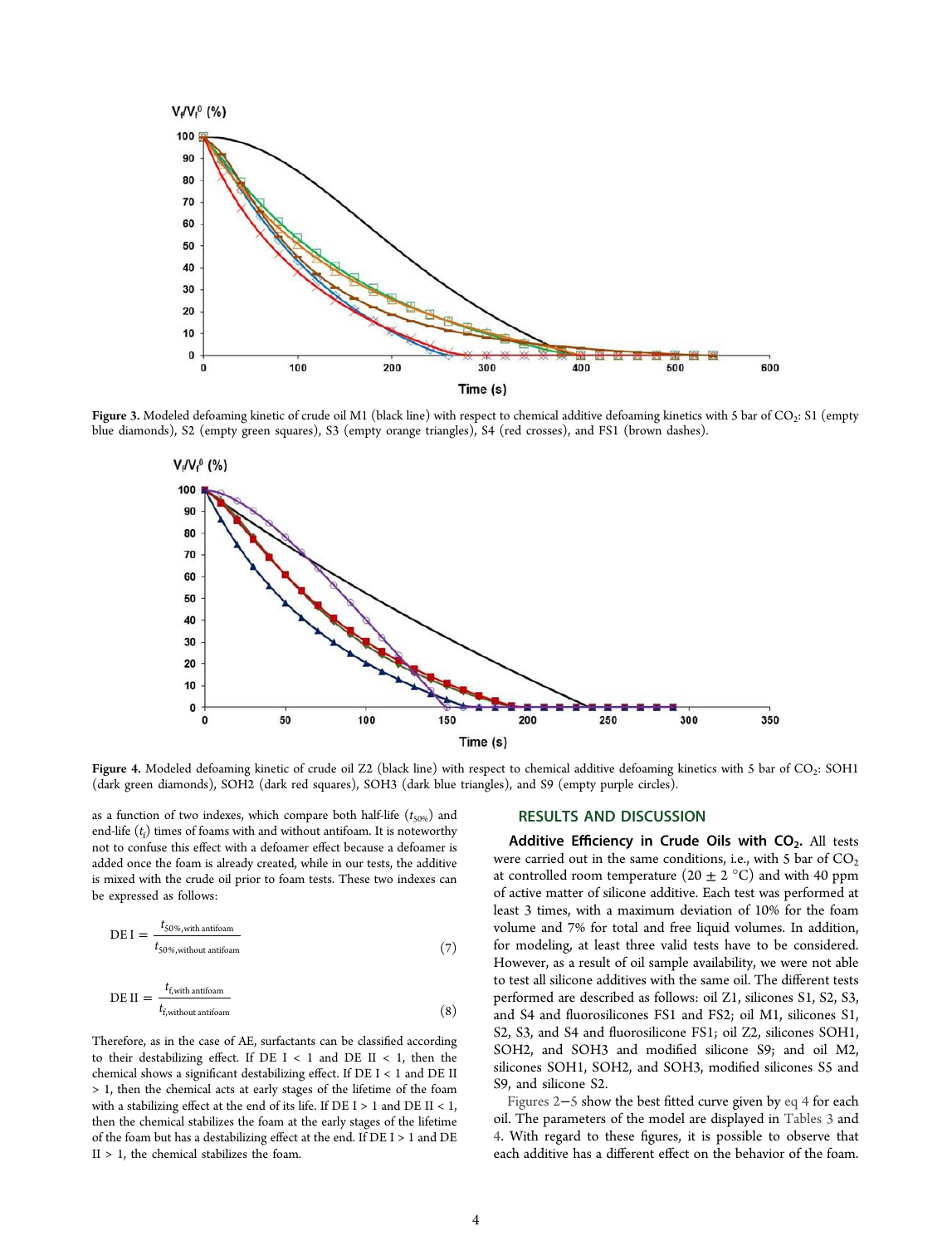Figure 3. Modeled defoaming kinetic of crude oil M1 (black line) with respect to chemical additive defoaming kinetics with 5 bar of $CO_2$: S1 (empty blue diamonds), S2 (empty green squares), S3 (empty orange triangles), S4 (red crosses), and FS1 (brown dashes).

Figure 4. Modeled defoaming kinetic of crude oil Z2 (black line) with respect to chemical additive defoaming kinetics with 5 bar of $CO_2$: SOH1 (dark green diamonds), SOH2 (dark red squares), SOH3 (dark blue triangles), and S9 (empty purple circles).

as a function of two indexes, which compare both half-life ($t_{50\%}$) and end-life ($t_f$) times of foams with and without antifoam. It is noteworthy not to confuse this effect with a defoamer effect because a defoamer is added once the foam is already created, while in our tests, the additive is mixed with the crude oil prior to foam tests. These two indexes can be expressed as follows:

$$\mathrm{DE\ I} = \frac{t_{50\%,\text{with antifoam}}}{t_{50\%,\text{without antifoam}}} \tag{7}$$

$$\mathrm{DE\ II} = \frac{t_{f,\text{with antifoam}}}{t_{f,\text{without antifoam}}} \tag{8}$$

Therefore, as in the case of AE, surfactants can be classified according to their destabilizing effect. If DE I < 1 and DE II < 1, then the chemical shows a significant destabilizing effect. If DE I < 1 and DE II > 1, then the chemical acts at early stages of the lifetime of the foam with a stabilizing effect at the end of its life. If DE I > 1 and DE II < 1, then the chemical stabilizes the foam at the early stages of the lifetime of the foam but has a destabilizing effect at the end. If DE I > 1 and DE II > 1, the chemical stabilizes the foam.

## RESULTS AND DISCUSSION

**Additive Efficiency in Crude Oils with $CO_2$.** All tests were carried out in the same conditions, i.e., with 5 bar of $CO_2$ at controlled room temperature (20 ± 2 °C) and with 40 ppm of active matter of silicone additive. Each test was performed at least 3 times, with a maximum deviation of 10% for the foam volume and 7% for total and free liquid volumes. In addition, for modeling, at least three valid tests have to be considered. However, as a result of oil sample availability, we were not able to test all silicone additives with the same oil. The different tests performed are described as follows: oil Z1, silicones S1, S2, S3, and S4 and fluorosilicones FS1 and FS2; oil M1, silicones S1, S2, S3, and S4 and fluorosilicone FS1; oil Z2, silicones SOH1, SOH2, and SOH3 and modified silicone S9; and oil M2, silicones SOH1, SOH2, and SOH3, modified silicones S5 and S9, and silicone S2.

Figures 2−5 show the best fitted curve given by eq 4 for each oil. The parameters of the model are displayed in Tables 3 and 4. With regard to these figures, it is possible to observe that each additive has a different effect on the behavior of the foam.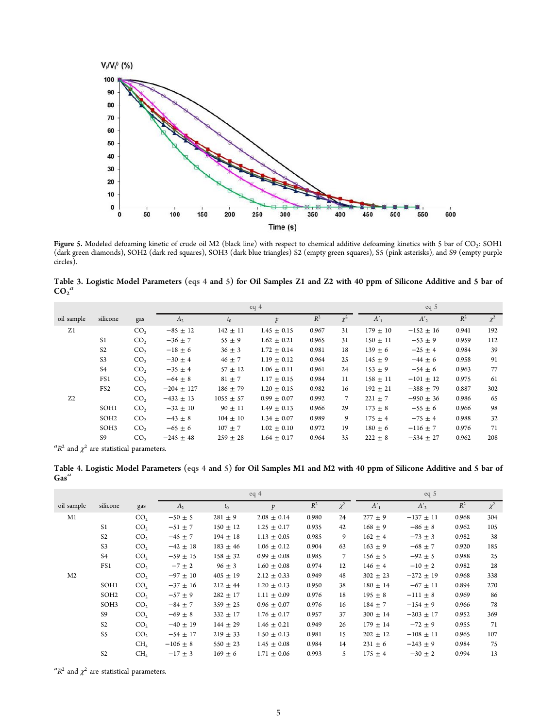Figure 5. Modeled defoaming kinetic of crude oil M2 (black line) with respect to chemical additive defoaming kinetics with 5 bar of $CO_2$: SOH1 (dark green diamonds), SOH2 (dark red squares), SOH3 (dark blue triangles) S2 (empty green squares), S5 (pink asterisks), and S9 (empty purple circles).

**Table 3. Logistic Model Parameters (eqs 4 and 5) for Oil Samples Z1 and Z2 with 40 ppm of Silicone Additive and 5 bar of $CO_2$[a]**

| | | | eq 4 | | | | | eq 5 | | | |
|---|---|---|---|---|---|---|---|---|---|---|---|
| oil sample | silicone | gas | $A_2$ | $t_0$ | $p$ | $R^2$ | $\chi^2$ | $A'_1$ | $A'_2$ | $R^2$ | $\chi^2$ |
| Z1 | | $CO_2$ | −85 ± 12 | 142 ± 11 | 1.45 ± 0.15 | 0.967 | 31 | 179 ± 10 | −152 ± 16 | 0.941 | 192 |
| | S1 | $CO_2$ | −36 ± 7 | 55 ± 9 | 1.62 ± 0.21 | 0.965 | 31 | 150 ± 11 | −53 ± 9 | 0.959 | 112 |
| | S2 | $CO_2$ | −18 ± 6 | 36 ± 3 | 1.72 ± 0.14 | 0.981 | 18 | 139 ± 6 | −25 ± 4 | 0.984 | 39 |
| | S3 | $CO_2$ | −30 ± 4 | 46 ± 7 | 1.19 ± 0.12 | 0.964 | 25 | 145 ± 9 | −44 ± 6 | 0.958 | 91 |
| | S4 | $CO_2$ | −35 ± 4 | 57 ± 12 | 1.06 ± 0.11 | 0.961 | 24 | 153 ± 9 | −54 ± 6 | 0.963 | 77 |
| | FS1 | $CO_2$ | −64 ± 8 | 81 ± 7 | 1.17 ± 0.15 | 0.984 | 11 | 158 ± 11 | −101 ± 12 | 0.975 | 61 |
| | FS2 | $CO_2$ | −204 ± 127 | 186 ± 79 | 1.20 ± 0.15 | 0.982 | 16 | 192 ± 21 | −388 ± 79 | 0.887 | 302 |
| Z2 | | $CO_2$ | −432 ± 13 | 1055 ± 57 | 0.99 ± 0.07 | 0.992 | 7 | 221 ± 7 | −950 ± 36 | 0.986 | 65 |
| | SOH1 | $CO_2$ | −32 ± 10 | 90 ± 11 | 1.49 ± 0.13 | 0.966 | 29 | 173 ± 8 | −55 ± 6 | 0.966 | 98 |
| | SOH2 | $CO_2$ | −43 ± 8 | 104 ± 10 | 1.34 ± 0.07 | 0.989 | 9 | 175 ± 4 | −75 ± 4 | 0.988 | 32 |
| | SOH3 | $CO_2$ | −65 ± 6 | 107 ± 7 | 1.02 ± 0.10 | 0.972 | 19 | 180 ± 6 | −116 ± 7 | 0.976 | 71 |
| | S9 | $CO_2$ | −245 ± 48 | 259 ± 28 | 1.64 ± 0.17 | 0.964 | 35 | 222 ± 8 | −534 ± 27 | 0.962 | 208 |

[a] $R^2$ and $\chi^2$ are statistical parameters.

**Table 4. Logistic Model Parameters (eqs 4 and 5) for Oil Samples M1 and M2 with 40 ppm of Silicone Additive and 5 bar of Gas[a]**

| | | | eq 4 | | | | | eq 5 | | | |
|---|---|---|---|---|---|---|---|---|---|---|---|
| oil sample | silicone | gas | $A_2$ | $t_0$ | $p$ | $R^2$ | $\chi^2$ | $A'_1$ | $A'_2$ | $R^2$ | $\chi^2$ |
| M1 | | $CO_2$ | −50 ± 5 | 281 ± 9 | 2.08 ± 0.14 | 0.980 | 24 | 277 ± 9 | −137 ± 11 | 0.968 | 304 |
| | S1 | $CO_2$ | −51 ± 7 | 150 ± 12 | 1.25 ± 0.17 | 0.935 | 42 | 168 ± 9 | −86 ± 8 | 0.962 | 105 |
| | S2 | $CO_2$ | −45 ± 7 | 194 ± 18 | 1.13 ± 0.05 | 0.985 | 9 | 162 ± 4 | −73 ± 3 | 0.982 | 38 |
| | S3 | $CO_2$ | −42 ± 18 | 183 ± 46 | 1.06 ± 0.12 | 0.904 | 63 | 163 ± 9 | −68 ± 7 | 0.920 | 185 |
| | S4 | $CO_2$ | −59 ± 15 | 158 ± 32 | 0.99 ± 0.08 | 0.985 | 7 | 156 ± 5 | −92 ± 5 | 0.988 | 25 |
| | FS1 | $CO_2$ | −7 ± 2 | 96 ± 3 | 1.60 ± 0.08 | 0.974 | 12 | 146 ± 4 | −10 ± 2 | 0.982 | 28 |
| M2 | | $CO_2$ | −97 ± 10 | 405 ± 19 | 2.12 ± 0.33 | 0.949 | 48 | 302 ± 23 | −272 ± 19 | 0.968 | 338 |
| | SOH1 | $CO_2$ | −37 ± 16 | 212 ± 44 | 1.20 ± 0.13 | 0.950 | 38 | 180 ± 14 | −67 ± 11 | 0.894 | 270 |
| | SOH2 | $CO_2$ | −57 ± 9 | 282 ± 17 | 1.11 ± 0.09 | 0.976 | 18 | 195 ± 8 | −111 ± 8 | 0.969 | 86 |
| | SOH3 | $CO_2$ | −84 ± 7 | 359 ± 25 | 0.96 ± 0.07 | 0.976 | 16 | 184 ± 7 | −154 ± 9 | 0.966 | 78 |
| | S9 | $CO_2$ | −69 ± 8 | 332 ± 17 | 1.76 ± 0.17 | 0.957 | 37 | 300 ± 14 | −203 ± 17 | 0.952 | 369 |
| | S2 | $CO_2$ | −40 ± 19 | 144 ± 29 | 1.46 ± 0.21 | 0.949 | 26 | 179 ± 14 | −72 ± 9 | 0.955 | 71 |
| | S5 | $CO_2$ | −54 ± 17 | 219 ± 33 | 1.50 ± 0.13 | 0.981 | 15 | 202 ± 12 | −108 ± 11 | 0.965 | 107 |
| | | $CH_4$ | −106 ± 8 | 550 ± 23 | 1.45 ± 0.08 | 0.984 | 14 | 231 ± 6 | −243 ± 9 | 0.984 | 75 |
| | S2 | $CH_4$ | −17 ± 3 | 169 ± 6 | 1.71 ± 0.06 | 0.993 | 5 | 175 ± 4 | −30 ± 2 | 0.994 | 13 |

[a] $R^2$ and $\chi^2$ are statistical parameters.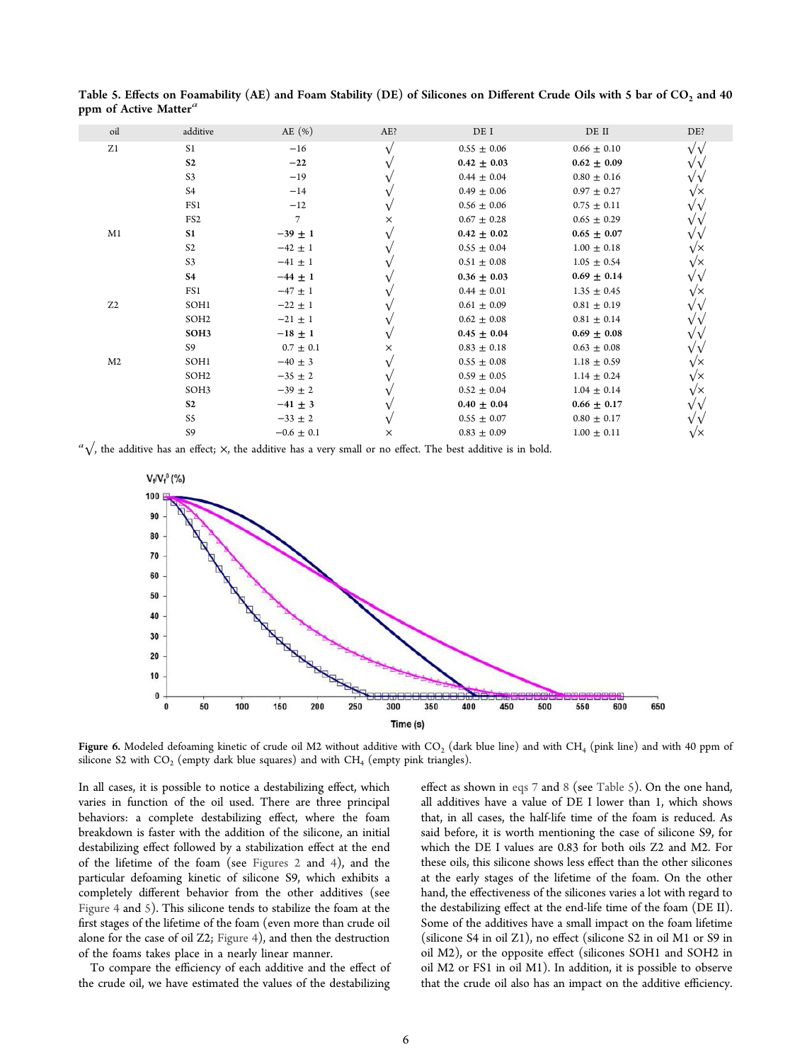**Table 5. Effects on Foamability (AE) and Foam Stability (DE) of Silicones on Different Crude Oils with 5 bar of $CO_2$ and 40 ppm of Active Matter**[a]

| oil | additive | AE (%) | AE? | DE I | DE II | DE? |
|---|---|---|---|---|---|---|
| Z1 | S1 | −16 | √ | 0.55 ± 0.06 | 0.66 ± 0.10 | √√ |
| | **S2** | **−22** | √ | **0.42 ± 0.03** | **0.62 ± 0.09** | √√ |
| | S3 | −19 | √ | 0.44 ± 0.04 | 0.80 ± 0.16 | √√ |
| | S4 | −14 | √ | 0.49 ± 0.06 | 0.97 ± 0.27 | √× |
| | FS1 | −12 | √ | 0.56 ± 0.06 | 0.75 ± 0.11 | √√ |
| | FS2 | 7 | × | 0.67 ± 0.28 | 0.65 ± 0.29 | √√ |
| M1 | **S1** | **−39 ± 1** | √ | **0.42 ± 0.02** | **0.65 ± 0.07** | √√ |
| | S2 | −42 ± 1 | √ | 0.55 ± 0.04 | 1.00 ± 0.18 | √× |
| | S3 | −41 ± 1 | √ | 0.51 ± 0.08 | 1.05 ± 0.54 | √× |
| | **S4** | **−44 ± 1** | √ | **0.36 ± 0.03** | **0.69 ± 0.14** | √√ |
| | FS1 | −47 ± 1 | √ | 0.44 ± 0.01 | 1.35 ± 0.45 | √× |
| Z2 | SOH1 | −22 ± 1 | √ | 0.61 ± 0.09 | 0.81 ± 0.19 | √√ |
| | SOH2 | −21 ± 1 | √ | 0.62 ± 0.08 | 0.81 ± 0.14 | √√ |
| | **SOH3** | **−18 ± 1** | √ | **0.45 ± 0.04** | **0.69 ± 0.08** | √√ |
| | S9 | 0.7 ± 0.1 | × | 0.83 ± 0.18 | 0.63 ± 0.08 | √√ |
| M2 | SOH1 | −40 ± 3 | √ | 0.55 ± 0.08 | 1.18 ± 0.59 | √× |
| | SOH2 | −35 ± 2 | √ | 0.59 ± 0.05 | 1.14 ± 0.24 | √× |
| | SOH3 | −39 ± 2 | √ | 0.52 ± 0.04 | 1.04 ± 0.14 | √× |
| | **S2** | **−41 ± 3** | √ | **0.40 ± 0.04** | **0.66 ± 0.17** | √√ |
| | S5 | −33 ± 2 | √ | 0.55 ± 0.07 | 0.80 ± 0.17 | √√ |
| | S9 | −0.6 ± 0.1 | × | 0.83 ± 0.09 | 1.00 ± 0.11 | √× |

[a] √, the additive has an effect; ×, the additive has a very small or no effect. The best additive is in bold.

**Figure 6.** Modeled defoaming kinetic of crude oil M2 without additive with $CO_2$ (dark blue line) and with $CH_4$ (pink line) and with 40 ppm of silicone S2 with $CO_2$ (empty dark blue squares) and with $CH_4$ (empty pink triangles).

In all cases, it is possible to notice a destabilizing effect, which varies in function of the oil used. There are three principal behaviors: a complete destabilizing effect, where the foam breakdown is faster with the addition of the silicone, an initial destabilizing effect followed by a stabilization effect at the end of the lifetime of the foam (see Figures 2 and 4), and the particular defoaming kinetic of silicone S9, which exhibits a completely different behavior from the other additives (see Figure 4 and 5). This silicone tends to stabilize the foam at the first stages of the lifetime of the foam (even more than crude oil alone for the case of oil Z2; Figure 4), and then the destruction of the foams takes place in a nearly linear manner.

To compare the efficiency of each additive and the effect of the crude oil, we have estimated the values of the destabilizing effect as shown in eqs 7 and 8 (see Table 5). On the one hand, all additives have a value of DE I lower than 1, which shows that, in all cases, the half-life time of the foam is reduced. As said before, it is worth mentioning the case of silicone S9, for which the DE I values are 0.83 for both oils Z2 and M2. For these oils, this silicone shows less effect than the other silicones at the early stages of the lifetime of the foam. On the other hand, the effectiveness of the silicones varies a lot with regard to the destabilizing effect at the end-life time of the foam (DE II). Some of the additives have a small impact on the foam lifetime (silicone S4 in oil Z1), no effect (silicone S2 in oil M1 or S9 in oil M2), or the opposite effect (silicones SOH1 and SOH2 in oil M2 or FS1 in oil M1). In addition, it is possible to observe that the crude oil also has an impact on the additive efficiency.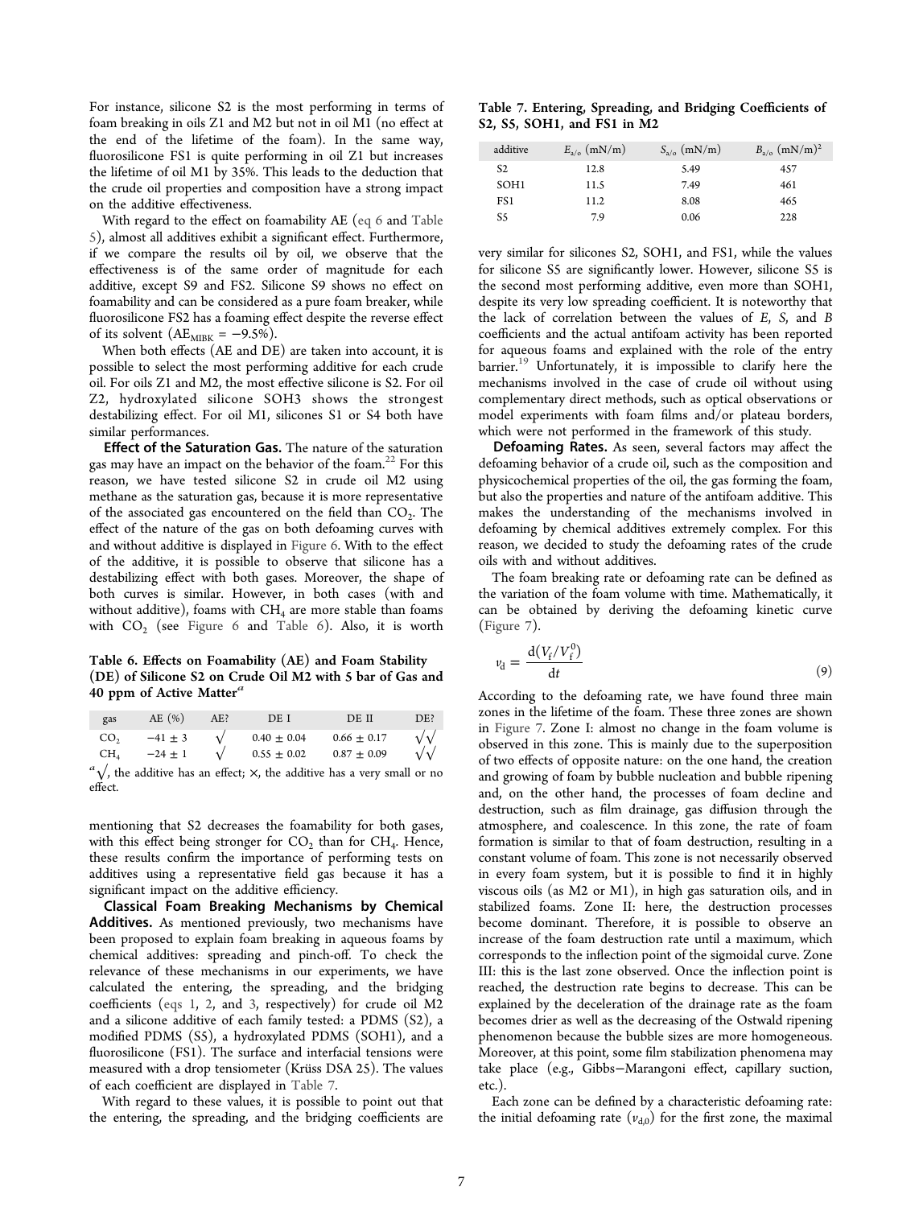For instance, silicone S2 is the most performing in terms of foam breaking in oils Z1 and M2 but not in oil M1 (no effect at the end of the lifetime of the foam). In the same way, fluorosilicone FS1 is quite performing in oil Z1 but increases the lifetime of oil M1 by 35%. This leads to the deduction that the crude oil properties and composition have a strong impact on the additive effectiveness.

With regard to the effect on foamability AE (eq 6 and Table 5), almost all additives exhibit a significant effect. Furthermore, if we compare the results oil by oil, we observe that the effectiveness is of the same order of magnitude for each additive, except S9 and FS2. Silicone S9 shows no effect on foamability and can be considered as a pure foam breaker, while fluorosilicone FS2 has a foaming effect despite the reverse effect of its solvent ($AE_{MIBK} = -9.5\%$).

When both effects (AE and DE) are taken into account, it is possible to select the most performing additive for each crude oil. For oils Z1 and M2, the most effective silicone is S2. For oil Z2, hydroxylated silicone SOH3 shows the strongest destabilizing effect. For oil M1, silicones S1 or S4 both have similar performances.

**Effect of the Saturation Gas.** The nature of the saturation gas may have an impact on the behavior of the foam.[22] For this reason, we have tested silicone S2 in crude oil M2 using methane as the saturation gas, because it is more representative of the associated gas encountered on the field than $CO_2$. The effect of the nature of the gas on both defoaming curves with and without additive is displayed in Figure 6. With to the effect of the additive, it is possible to observe that silicone has a destabilizing effect with both gases. Moreover, the shape of both curves is similar. However, in both cases (with and without additive), foams with $CH_4$ are more stable than foams with $CO_2$ (see Figure 6 and Table 6). Also, it is worth mentioning that S2 decreases the foamability for both gases, with this effect being stronger for $CO_2$ than for $CH_4$. Hence, these results confirm the importance of performing tests on additives using a representative field gas because it has a significant impact on the additive efficiency.

**Table 6. Effects on Foamability (AE) and Foam Stability (DE) of Silicone S2 on Crude Oil M2 with 5 bar of Gas and 40 ppm of Active Matter[a]**

| gas | AE (%) | AE? | DE I | DE II | DE? |
|---|---|---|---|---|---|
| $CO_2$ | −41 ± 3 | √ | 0.40 ± 0.04 | 0.66 ± 0.17 | √√ |
| $CH_4$ | −24 ± 1 | √ | 0.55 ± 0.02 | 0.87 ± 0.09 | √√ |

[a] √, the additive has an effect; ×, the additive has a very small or no effect.

**Classical Foam Breaking Mechanisms by Chemical Additives.** As mentioned previously, two mechanisms have been proposed to explain foam breaking in aqueous foams by chemical additives: spreading and pinch-off. To check the relevance of these mechanisms in our experiments, we have calculated the entering, the spreading, and the bridging coefficients (eqs 1, 2, and 3, respectively) for crude oil M2 and a silicone additive of each family tested: a PDMS (S2), a modified PDMS (S5), a hydroxylated PDMS (SOH1), and a fluorosilicone (FS1). The surface and interfacial tensions were measured with a drop tensiometer (Krüss DSA 25). The values of each coefficient are displayed in Table 7.

**Table 7. Entering, Spreading, and Bridging Coefficients of S2, S5, SOH1, and FS1 in M2**

| additive | $E_{a/o}$ (mN/m) | $S_{a/o}$ (mN/m) | $B_{a/o}$ $(mN/m)^2$ |
|---|---|---|---|
| S2 | 12.8 | 5.49 | 457 |
| SOH1 | 11.5 | 7.49 | 461 |
| FS1 | 11.2 | 8.08 | 465 |
| S5 | 7.9 | 0.06 | 228 |

With regard to these values, it is possible to point out that the entering, the spreading, and the bridging coefficients are very similar for silicones S2, SOH1, and FS1, while the values for silicone S5 are significantly lower. However, silicone S5 is the second most performing additive, even more than SOH1, despite its very low spreading coefficient. It is noteworthy that the lack of correlation between the values of *E*, *S*, and *B* coefficients and the actual antifoam activity has been reported for aqueous foams and explained with the role of the entry barrier.[19] Unfortunately, it is impossible to clarify here the mechanisms involved in the case of crude oil without using complementary direct methods, such as optical observations or model experiments with foam films and/or plateau borders, which were not performed in the framework of this study.

**Defoaming Rates.** As seen, several factors may affect the defoaming behavior of a crude oil, such as the composition and physicochemical properties of the oil, the gas forming the foam, but also the properties and nature of the antifoam additive. This makes the understanding of the mechanisms involved in defoaming by chemical additives extremely complex. For this reason, we decided to study the defoaming rates of the crude oils with and without additives.

The foam breaking rate or defoaming rate can be defined as the variation of the foam volume with time. Mathematically, it can be obtained by deriving the defoaming kinetic curve (Figure 7).

$$v_d = \frac{d(V_f/V_f^0)}{dt} \tag{9}$$

According to the defoaming rate, we have found three main zones in the lifetime of the foam. These three zones are shown in Figure 7. Zone I: almost no change in the foam volume is observed in this zone. This is mainly due to the superposition of two effects of opposite nature: on the one hand, the creation and growing of foam by bubble nucleation and bubble ripening and, on the other hand, the processes of foam decline and destruction, such as film drainage, gas diffusion through the atmosphere, and coalescence. In this zone, the rate of foam formation is similar to that of foam destruction, resulting in a constant volume of foam. This zone is not necessarily observed in every foam system, but it is possible to find it in highly viscous oils (as M2 or M1), in high gas saturation oils, and in stabilized foams. Zone II: here, the destruction processes become dominant. Therefore, it is possible to observe an increase of the foam destruction rate until a maximum, which corresponds to the inflection point of the sigmoidal curve. Zone III: this is the last zone observed. Once the inflection point is reached, the destruction rate begins to decrease. This can be explained by the deceleration of the drainage rate as the foam becomes drier as well as the decreasing of the Ostwald ripening phenomenon because the bubble sizes are more homogeneous. Moreover, at this point, some film stabilization phenomena may take place (e.g., Gibbs−Marangoni effect, capillary suction, etc.).

Each zone can be defined by a characteristic defoaming rate: the initial defoaming rate ($v_{d,0}$) for the first zone, the maximal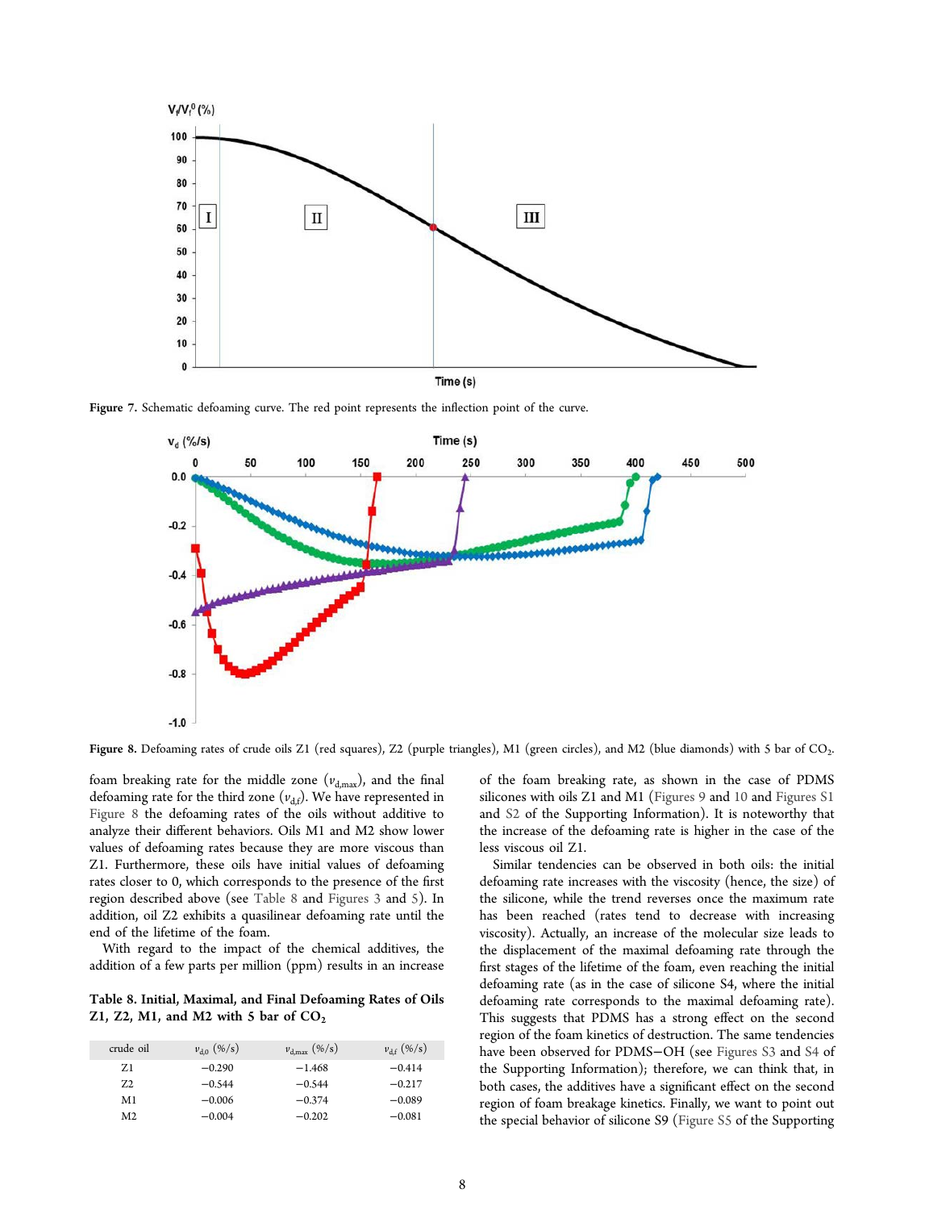Figure 7. Schematic defoaming curve. The red point represents the inflection point of the curve.

Figure 8. Defoaming rates of crude oils Z1 (red squares), Z2 (purple triangles), M1 (green circles), and M2 (blue diamonds) with 5 bar of $CO_2$.

foam breaking rate for the middle zone ($v_{d,max}$), and the final defoaming rate for the third zone ($v_{d,f}$). We have represented in Figure 8 the defoaming rates of the oils without additive to analyze their different behaviors. Oils M1 and M2 show lower values of defoaming rates because they are more viscous than Z1. Furthermore, these oils have initial values of defoaming rates closer to 0, which corresponds to the presence of the first region described above (see Table 8 and Figures 3 and 5). In addition, oil Z2 exhibits a quasilinear defoaming rate until the end of the lifetime of the foam.

With regard to the impact of the chemical additives, the addition of a few parts per million (ppm) results in an increase

**Table 8. Initial, Maximal, and Final Defoaming Rates of Oils Z1, Z2, M1, and M2 with 5 bar of $CO_2$**

| crude oil | $v_{d,0}$ (%/s) | $v_{d,max}$ (%/s) | $v_{d,f}$ (%/s) |
|---|---|---|---|
| Z1 | −0.290 | −1.468 | −0.414 |
| Z2 | −0.544 | −0.544 | −0.217 |
| M1 | −0.006 | −0.374 | −0.089 |
| M2 | −0.004 | −0.202 | −0.081 |

of the foam breaking rate, as shown in the case of PDMS silicones with oils Z1 and M1 (Figures 9 and 10 and Figures S1 and S2 of the Supporting Information). It is noteworthy that the increase of the defoaming rate is higher in the case of the less viscous oil Z1.

Similar tendencies can be observed in both oils: the initial defoaming rate increases with the viscosity (hence, the size) of the silicone, while the trend reverses once the maximum rate has been reached (rates tend to decrease with increasing viscosity). Actually, an increase of the molecular size leads to the displacement of the maximal defoaming rate through the first stages of the lifetime of the foam, even reaching the initial defoaming rate (as in the case of silicone S4, where the initial defoaming rate corresponds to the maximal defoaming rate). This suggests that PDMS has a strong effect on the second region of the foam kinetics of destruction. The same tendencies have been observed for PDMS−OH (see Figures S3 and S4 of the Supporting Information); therefore, we can think that, in both cases, the additives have a significant effect on the second region of foam breakage kinetics. Finally, we want to point out the special behavior of silicone S9 (Figure S5 of the Supporting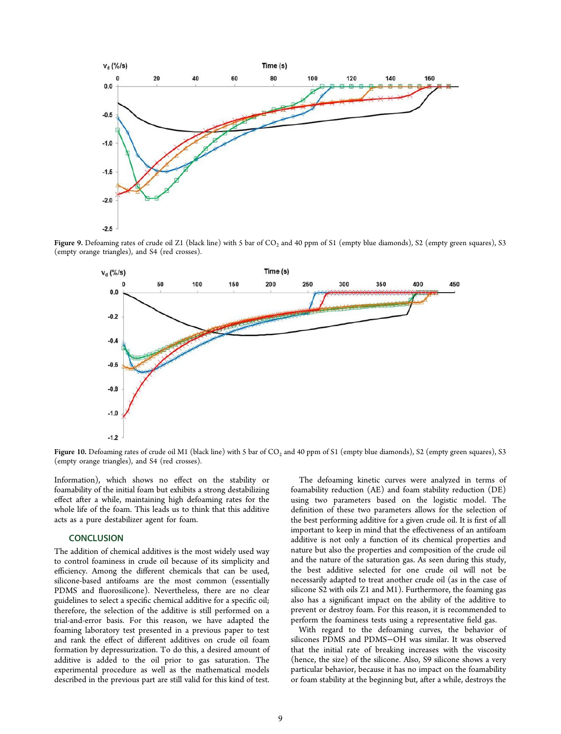Figure 9. Defoaming rates of crude oil Z1 (black line) with 5 bar of $CO_2$ and 40 ppm of S1 (empty blue diamonds), S2 (empty green squares), S3 (empty orange triangles), and S4 (red crosses).

Figure 10. Defoaming rates of crude oil M1 (black line) with 5 bar of $CO_2$ and 40 ppm of S1 (empty blue diamonds), S2 (empty green squares), S3 (empty orange triangles), and S4 (red crosses).

Information), which shows no effect on the stability or foamability of the initial foam but exhibits a strong destabilizing effect after a while, maintaining high defoaming rates for the whole life of the foam. This leads us to think that this additive acts as a pure destabilizer agent for foam.

## CONCLUSION

The addition of chemical additives is the most widely used way to control foaminess in crude oil because of its simplicity and efficiency. Among the different chemicals that can be used, silicone-based antifoams are the most common (essentially PDMS and fluorosilicone). Nevertheless, there are no clear guidelines to select a specific chemical additive for a specific oil; therefore, the selection of the additive is still performed on a trial-and-error basis. For this reason, we have adapted the foaming laboratory test presented in a previous paper to test and rank the effect of different additives on crude oil foam formation by depressurization. To do this, a desired amount of additive is added to the oil prior to gas saturation. The experimental procedure as well as the mathematical models described in the previous part are still valid for this kind of test.

The defoaming kinetic curves were analyzed in terms of foamability reduction (AE) and foam stability reduction (DE) using two parameters based on the logistic model. The definition of these two parameters allows for the selection of the best performing additive for a given crude oil. It is first of all important to keep in mind that the effectiveness of an antifoam additive is not only a function of its chemical properties and nature but also the properties and composition of the crude oil and the nature of the saturation gas. As seen during this study, the best additive selected for one crude oil will not be necessarily adapted to treat another crude oil (as in the case of silicone S2 with oils Z1 and M1). Furthermore, the foaming gas also has a significant impact on the ability of the additive to prevent or destroy foam. For this reason, it is recommended to perform the foaminess tests using a representative field gas.

With regard to the defoaming curves, the behavior of silicones PDMS and PDMS−OH was similar. It was observed that the initial rate of breaking increases with the viscosity (hence, the size) of the silicone. Also, S9 silicone shows a very particular behavior, because it has no impact on the foamability or foam stability at the beginning but, after a while, destroys the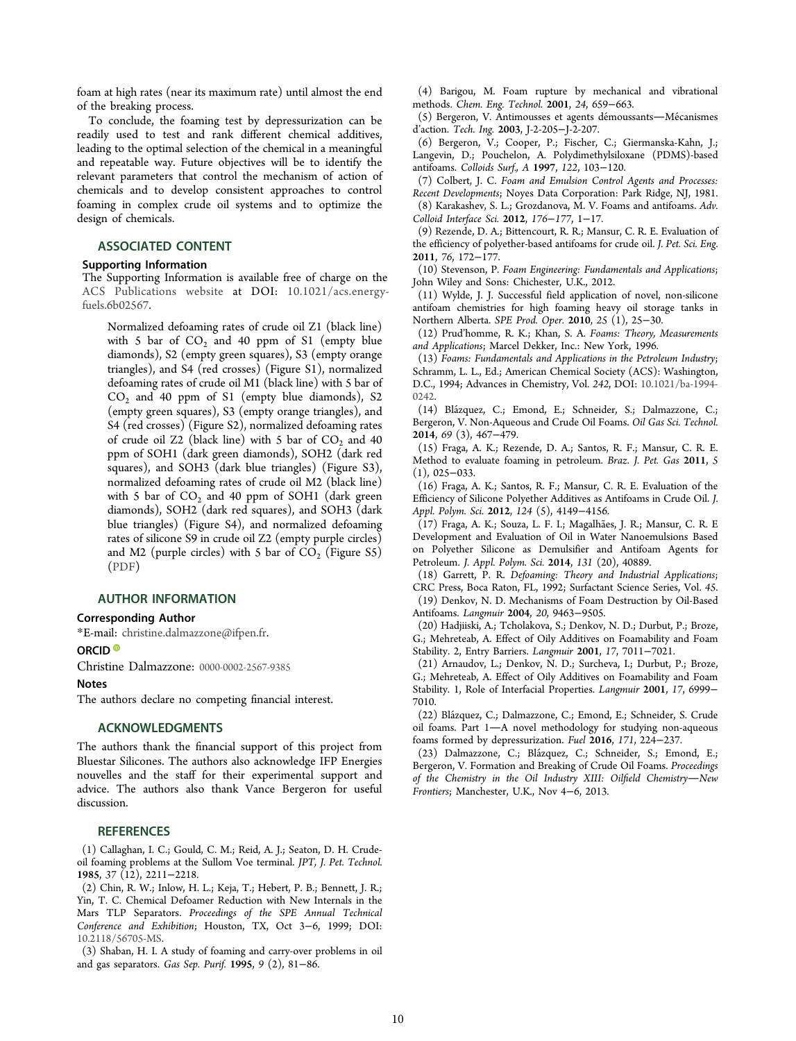foam at high rates (near its maximum rate) until almost the end of the breaking process.

To conclude, the foaming test by depressurization can be readily used to test and rank different chemical additives, leading to the optimal selection of the chemical in a meaningful and repeatable way. Future objectives will be to identify the relevant parameters that control the mechanism of action of chemicals and to develop consistent approaches to control foaming in complex crude oil systems and to optimize the design of chemicals.

## ASSOCIATED CONTENT

### Supporting Information

The Supporting Information is available free of charge on the ACS Publications website at DOI: 10.1021/acs.energyfuels.6b02567.

> Normalized defoaming rates of crude oil Z1 (black line) with 5 bar of $CO_2$ and 40 ppm of S1 (empty blue diamonds), S2 (empty green squares), S3 (empty orange triangles), and S4 (red crosses) (Figure S1), normalized defoaming rates of crude oil M1 (black line) with 5 bar of $CO_2$ and 40 ppm of S1 (empty blue diamonds), S2 (empty green squares), S3 (empty orange triangles), and S4 (red crosses) (Figure S2), normalized defoaming rates of crude oil Z2 (black line) with 5 bar of $CO_2$ and 40 ppm of SOH1 (dark green diamonds), SOH2 (dark red squares), and SOH3 (dark blue triangles) (Figure S3), normalized defoaming rates of crude oil M2 (black line) with 5 bar of $CO_2$ and 40 ppm of SOH1 (dark green diamonds), SOH2 (dark red squares), and SOH3 (dark blue triangles) (Figure S4), and normalized defoaming rates of silicone S9 in crude oil Z2 (empty purple circles) and M2 (purple circles) with 5 bar of $CO_2$ (Figure S5) (PDF)

## AUTHOR INFORMATION

### Corresponding Author

*E-mail: christine.dalmazzone@ifpen.fr.

### ORCID

Christine Dalmazzone: 0000-0002-2567-9385

### Notes

The authors declare no competing financial interest.

## ACKNOWLEDGMENTS

The authors thank the financial support of this project from Bluestar Silicones. The authors also acknowledge IFP Energies nouvelles and the staff for their experimental support and advice. The authors also thank Vance Bergeron for useful discussion.

## REFERENCES

(1) Callaghan, I. C.; Gould, C. M.; Reid, A. J.; Seaton, D. H. Crude-oil foaming problems at the Sullom Voe terminal. *JPT, J. Pet. Technol.* **1985**, *37* (12), 2211−2218.

(2) Chin, R. W.; Inlow, H. L.; Keja, T.; Hebert, P. B.; Bennett, J. R.; Yin, T. C. Chemical Defoamer Reduction with New Internals in the Mars TLP Separators. *Proceedings of the SPE Annual Technical Conference and Exhibition*; Houston, TX, Oct 3−6, 1999; DOI: 10.2118/56705-MS.

(3) Shaban, H. I. A study of foaming and carry-over problems in oil and gas separators. *Gas Sep. Purif.* **1995**, *9* (2), 81−86.

(4) Barigou, M. Foam rupture by mechanical and vibrational methods. *Chem. Eng. Technol.* **2001**, *24*, 659−663.

(5) Bergeron, V. Antimousses et agents démoussants—Mécanismes d'action. *Tech. Ing.* **2003**, J-2-205−J-2-207.

(6) Bergeron, V.; Cooper, P.; Fischer, C.; Giermanska-Kahn, J.; Langevin, D.; Pouchelon, A. Polydimethylsiloxane (PDMS)-based antifoams. *Colloids Surf., A* **1997**, *122*, 103−120.

(7) Colbert, J. C. *Foam and Emulsion Control Agents and Processes: Recent Developments*; Noyes Data Corporation: Park Ridge, NJ, 1981.

(8) Karakashev, S. L.; Grozdanova, M. V. Foams and antifoams. *Adv. Colloid Interface Sci.* **2012**, *176*−*177*, 1−17.

(9) Rezende, D. A.; Bittencourt, R. R.; Mansur, C. R. E. Evaluation of the efficiency of polyether-based antifoams for crude oil. *J. Pet. Sci. Eng.* **2011**, *76*, 172−177.

(10) Stevenson, P. *Foam Engineering: Fundamentals and Applications*; John Wiley and Sons: Chichester, U.K., 2012.

(11) Wylde, J. J. Successful field application of novel, non-silicone antifoam chemistries for high foaming heavy oil storage tanks in Northern Alberta. *SPE Prod. Oper.* **2010**, *25* (1), 25−30.

(12) Prud'homme, R. K.; Khan, S. A. *Foams: Theory, Measurements and Applications*; Marcel Dekker, Inc.: New York, 1996.

(13) *Foams: Fundamentals and Applications in the Petroleum Industry*; Schramm, L. L., Ed.; American Chemical Society (ACS): Washington, D.C., 1994; Advances in Chemistry, Vol. *242*, DOI: 10.1021/ba-1994-0242.

(14) Blázquez, C.; Emond, E.; Schneider, S.; Dalmazzone, C.; Bergeron, V. Non-Aqueous and Crude Oil Foams. *Oil Gas Sci. Technol.* **2014**, *69* (3), 467−479.

(15) Fraga, A. K.; Rezende, D. A.; Santos, R. F.; Mansur, C. R. E. Method to evaluate foaming in petroleum. *Braz. J. Pet. Gas* **2011**, *5* (1), 025−033.

(16) Fraga, A. K.; Santos, R. F.; Mansur, C. R. E. Evaluation of the Efficiency of Silicone Polyether Additives as Antifoams in Crude Oil. *J. Appl. Polym. Sci.* **2012**, *124* (5), 4149−4156.

(17) Fraga, A. K.; Souza, L. F. I.; Magalhães, J. R.; Mansur, C. R. E Development and Evaluation of Oil in Water Nanoemulsions Based on Polyether Silicone as Demulsifier and Antifoam Agents for Petroleum. *J. Appl. Polym. Sci.* **2014**, *131* (20), 40889.

(18) Garrett, P. R. *Defoaming: Theory and Industrial Applications*; CRC Press, Boca Raton, FL, 1992; Surfactant Science Series, Vol. *45*.

(19) Denkov, N. D. Mechanisms of Foam Destruction by Oil-Based Antifoams. *Langmuir* **2004**, *20*, 9463−9505.

(20) Hadjiiski, A.; Tcholakova, S.; Denkov, N. D.; Durbut, P.; Broze, G.; Mehreteab, A. Effect of Oily Additives on Foamability and Foam Stability. 2, Entry Barriers. *Langmuir* **2001**, *17*, 7011−7021.

(21) Arnaudov, L.; Denkov, N. D.; Surcheva, I.; Durbut, P.; Broze, G.; Mehreteab, A. Effect of Oily Additives on Foamability and Foam Stability. 1, Role of Interfacial Properties. *Langmuir* **2001**, *17*, 6999−7010.

(22) Blázquez, C.; Dalmazzone, C.; Emond, E.; Schneider, S. Crude oil foams. Part 1—A novel methodology for studying non-aqueous foams formed by depressurization. *Fuel* **2016**, *171*, 224−237.

(23) Dalmazzone, C.; Blázquez, C.; Schneider, S.; Emond, E.; Bergeron, V. Formation and Breaking of Crude Oil Foams. *Proceedings of the Chemistry in the Oil Industry XIII: Oilfield Chemistry—New Frontiers*; Manchester, U.K., Nov 4−6, 2013.